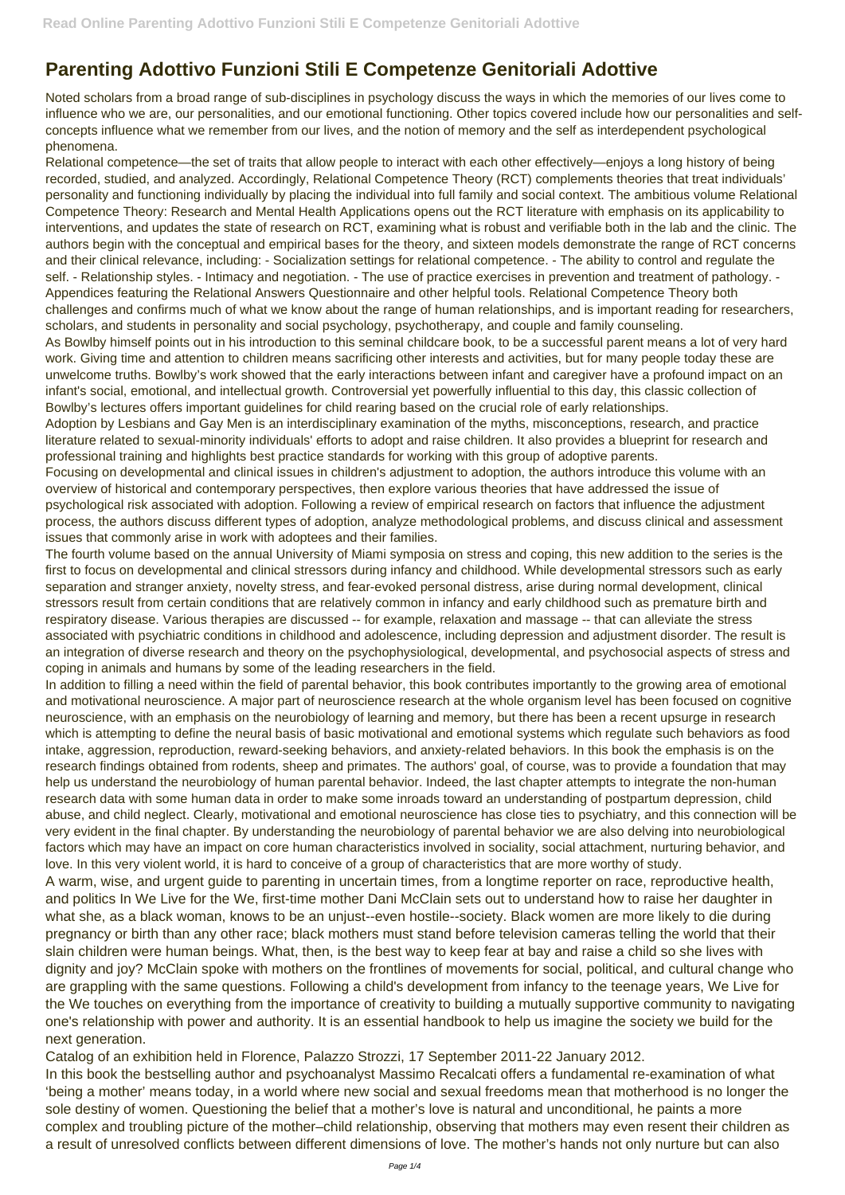# Parenting Adottivo Funzioni Stili E Competenze Genitoriali Adottive

Noted scholars from a broad range of sub-disciplines in psychology discuss the ways in which the memories of our lives come to influence who we are, our personalities, and our emotional functioning. Other topics covered include how our personalities and self-concepts influence what we remember from our lives, and the notion of memory and the self as interdependent psychological phenomena.

Relational competence—the set of traits that allow people to interact with each other effectively—enjoys a long history of being recorded, studied, and analyzed. Accordingly, Relational Competence Theory (RCT) complements theories that treat individuals' personality and functioning individually by placing the individual into full family and social context. The ambitious volume Relational Competence Theory: Research and Mental Health Applications opens out the RCT literature with emphasis on its applicability to interventions, and updates the state of research on RCT, examining what is robust and verifiable both in the lab and the clinic. The authors begin with the conceptual and empirical bases for the theory, and sixteen models demonstrate the range of RCT concerns and their clinical relevance, including: - Socialization settings for relational competence. - The ability to control and regulate the self. - Relationship styles. - Intimacy and negotiation. - The use of practice exercises in prevention and treatment of pathology. - Appendices featuring the Relational Answers Questionnaire and other helpful tools. Relational Competence Theory both challenges and confirms much of what we know about the range of human relationships, and is important reading for researchers, scholars, and students in personality and social psychology, psychotherapy, and couple and family counseling.

As Bowlby himself points out in his introduction to this seminal childcare book, to be a successful parent means a lot of very hard work. Giving time and attention to children means sacrificing other interests and activities, but for many people today these are unwelcome truths. Bowlby's work showed that the early interactions between infant and caregiver have a profound impact on an infant's social, emotional, and intellectual growth. Controversial yet powerfully influential to this day, this classic collection of Bowlby's lectures offers important guidelines for child rearing based on the crucial role of early relationships.

Adoption by Lesbians and Gay Men is an interdisciplinary examination of the myths, misconceptions, research, and practice literature related to sexual-minority individuals' efforts to adopt and raise children. It also provides a blueprint for research and professional training and highlights best practice standards for working with this group of adoptive parents.

Focusing on developmental and clinical issues in children's adjustment to adoption, the authors introduce this volume with an overview of historical and contemporary perspectives, then explore various theories that have addressed the issue of psychological risk associated with adoption. Following a review of empirical research on factors that influence the adjustment process, the authors discuss different types of adoption, analyze methodological problems, and discuss clinical and assessment issues that commonly arise in work with adoptees and their families.

The fourth volume based on the annual University of Miami symposia on stress and coping, this new addition to the series is the first to focus on developmental and clinical stressors during infancy and childhood. While developmental stressors such as early separation and stranger anxiety, novelty stress, and fear-evoked personal distress, arise during normal development, clinical stressors result from certain conditions that are relatively common in infancy and early childhood such as premature birth and respiratory disease. Various therapies are discussed -- for example, relaxation and massage -- that can alleviate the stress associated with psychiatric conditions in childhood and adolescence, including depression and adjustment disorder. The result is an integration of diverse research and theory on the psychophysiological, developmental, and psychosocial aspects of stress and coping in animals and humans by some of the leading researchers in the field.

In addition to filling a need within the field of parental behavior, this book contributes importantly to the growing area of emotional and motivational neuroscience. A major part of neuroscience research at the whole organism level has been focused on cognitive neuroscience, with an emphasis on the neurobiology of learning and memory, but there has been a recent upsurge in research which is attempting to define the neural basis of basic motivational and emotional systems which regulate such behaviors as food intake, aggression, reproduction, reward-seeking behaviors, and anxiety-related behaviors. In this book the emphasis is on the research findings obtained from rodents, sheep and primates. The authors' goal, of course, was to provide a foundation that may help us understand the neurobiology of human parental behavior. Indeed, the last chapter attempts to integrate the non-human research data with some human data in order to make some inroads toward an understanding of postpartum depression, child abuse, and child neglect. Clearly, motivational and emotional neuroscience has close ties to psychiatry, and this connection will be very evident in the final chapter. By understanding the neurobiology of parental behavior we are also delving into neurobiological factors which may have an impact on core human characteristics involved in sociality, social attachment, nurturing behavior, and love. In this very violent world, it is hard to conceive of a group of characteristics that are more worthy of study.

A warm, wise, and urgent guide to parenting in uncertain times, from a longtime reporter on race, reproductive health, and politics In We Live for the We, first-time mother Dani McClain sets out to understand how to raise her daughter in what she, as a black woman, knows to be an unjust--even hostile--society. Black women are more likely to die during pregnancy or birth than any other race; black mothers must stand before television cameras telling the world that their slain children were human beings. What, then, is the best way to keep fear at bay and raise a child so she lives with dignity and joy? McClain spoke with mothers on the frontlines of movements for social, political, and cultural change who are grappling with the same questions. Following a child's development from infancy to the teenage years, We Live for the We touches on everything from the importance of creativity to building a mutually supportive community to navigating one's relationship with power and authority. It is an essential handbook to help us imagine the society we build for the next generation.

Catalog of an exhibition held in Florence, Palazzo Strozzi, 17 September 2011-22 January 2012.

In this book the bestselling author and psychoanalyst Massimo Recalcati offers a fundamental re-examination of what 'being a mother' means today, in a world where new social and sexual freedoms mean that motherhood is no longer the sole destiny of women. Questioning the belief that a mother's love is natural and unconditional, he paints a more complex and troubling picture of the mother–child relationship, observing that mothers may even resent their children as a result of unresolved conflicts between different dimensions of love. The mother's hands not only nurture but can also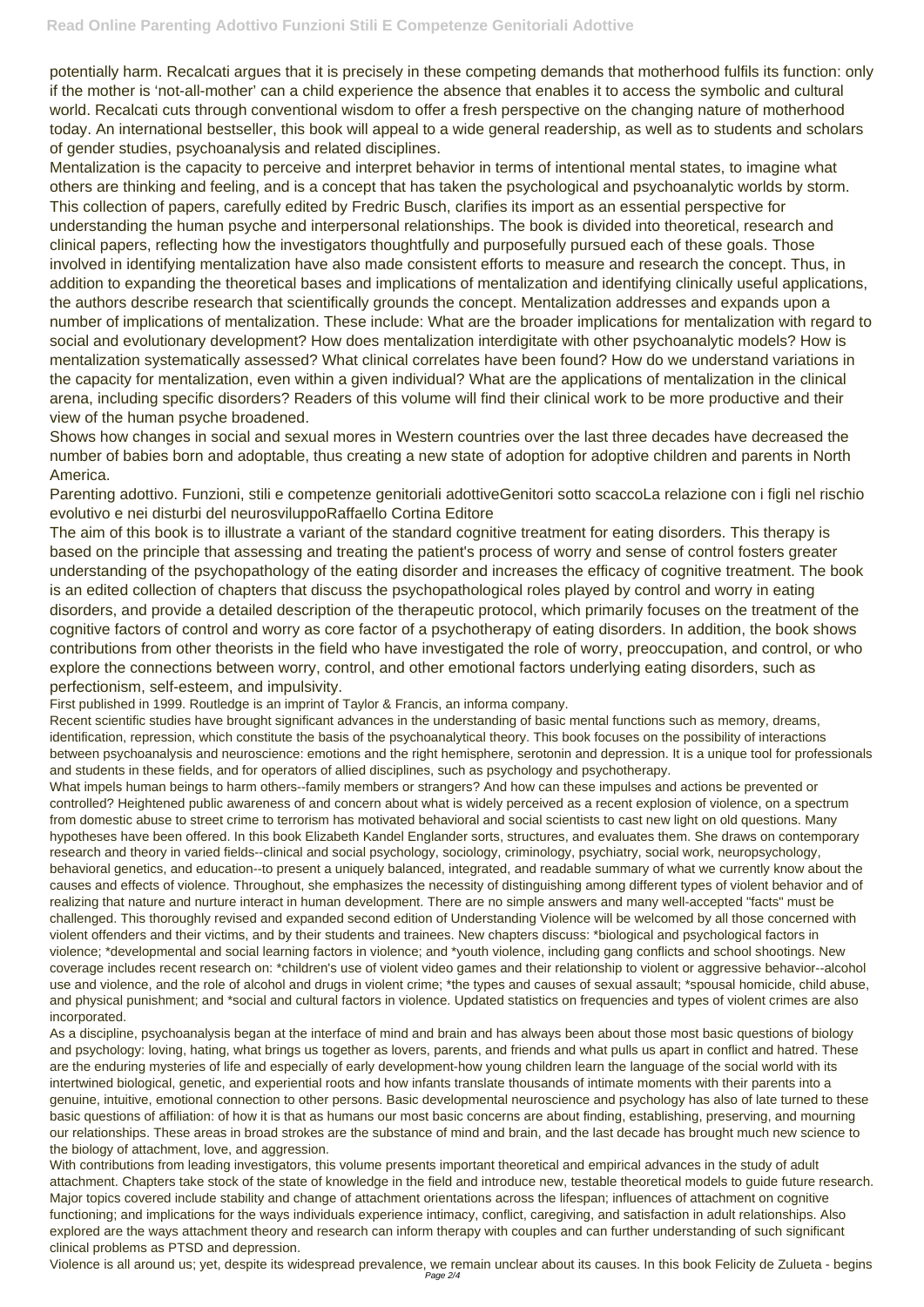potentially harm. Recalcati argues that it is precisely in these competing demands that motherhood fulfils its function: only if the mother is 'not-all-mother' can a child experience the absence that enables it to access the symbolic and cultural world. Recalcati cuts through conventional wisdom to offer a fresh perspective on the changing nature of motherhood today. An international bestseller, this book will appeal to a wide general readership, as well as to students and scholars of gender studies, psychoanalysis and related disciplines.

Mentalization is the capacity to perceive and interpret behavior in terms of intentional mental states, to imagine what others are thinking and feeling, and is a concept that has taken the psychological and psychoanalytic worlds by storm. This collection of papers, carefully edited by Fredric Busch, clarifies its import as an essential perspective for understanding the human psyche and interpersonal relationships. The book is divided into theoretical, research and clinical papers, reflecting how the investigators thoughtfully and purposefully pursued each of these goals. Those involved in identifying mentalization have also made consistent efforts to measure and research the concept. Thus, in addition to expanding the theoretical bases and implications of mentalization and identifying clinically useful applications, the authors describe research that scientifically grounds the concept. Mentalization addresses and expands upon a number of implications of mentalization. These include: What are the broader implications for mentalization with regard to social and evolutionary development? How does mentalization interdigitate with other psychoanalytic models? How is mentalization systematically assessed? What clinical correlates have been found? How do we understand variations in the capacity for mentalization, even within a given individual? What are the applications of mentalization in the clinical arena, including specific disorders? Readers of this volume will find their clinical work to be more productive and their view of the human psyche broadened.

Shows how changes in social and sexual mores in Western countries over the last three decades have decreased the number of babies born and adoptable, thus creating a new state of adoption for adoptive children and parents in North America.

Parenting adottivo. Funzioni, stili e competenze genitoriali adottiveGenitori sotto scaccoLa relazione con i figli nel rischio evolutivo e nei disturbi del neurosviluppoRaffaello Cortina Editore

The aim of this book is to illustrate a variant of the standard cognitive treatment for eating disorders. This therapy is based on the principle that assessing and treating the patient's process of worry and sense of control fosters greater understanding of the psychopathology of the eating disorder and increases the efficacy of cognitive treatment. The book is an edited collection of chapters that discuss the psychopathological roles played by control and worry in eating disorders, and provide a detailed description of the therapeutic protocol, which primarily focuses on the treatment of the cognitive factors of control and worry as core factor of a psychotherapy of eating disorders. In addition, the book shows contributions from other theorists in the field who have investigated the role of worry, preoccupation, and control, or who explore the connections between worry, control, and other emotional factors underlying eating disorders, such as perfectionism, self-esteem, and impulsivity.

First published in 1999. Routledge is an imprint of Taylor & Francis, an informa company.

Recent scientific studies have brought significant advances in the understanding of basic mental functions such as memory, dreams, identification, repression, which constitute the basis of the psychoanalytical theory. This book focuses on the possibility of interactions between psychoanalysis and neuroscience: emotions and the right hemisphere, serotonin and depression. It is a unique tool for professionals and students in these fields, and for operators of allied disciplines, such as psychology and psychotherapy.

What impels human beings to harm others--family members or strangers? And how can these impulses and actions be prevented or controlled? Heightened public awareness of and concern about what is widely perceived as a recent explosion of violence, on a spectrum from domestic abuse to street crime to terrorism has motivated behavioral and social scientists to cast new light on old questions. Many hypotheses have been offered. In this book Elizabeth Kandel Englander sorts, structures, and evaluates them. She draws on contemporary research and theory in varied fields--clinical and social psychology, sociology, criminology, psychiatry, social work, neuropsychology, behavioral genetics, and education--to present a uniquely balanced, integrated, and readable summary of what we currently know about the causes and effects of violence. Throughout, she emphasizes the necessity of distinguishing among different types of violent behavior and of realizing that nature and nurture interact in human development. There are no simple answers and many well-accepted "facts" must be challenged. This thoroughly revised and expanded second edition of Understanding Violence will be welcomed by all those concerned with violent offenders and their victims, and by their students and trainees. New chapters discuss: *biological and psychological factors in violence; *developmental and social learning factors in violence; and *youth violence, including gang conflicts and school shootings. New coverage includes recent research on: *children's use of violent video games and their relationship to violent or aggressive behavior--alcohol use and violence, and the role of alcohol and drugs in violent crime; *the types and causes of sexual assault; *spousal homicide, child abuse, and physical punishment; and *social and cultural factors in violence. Updated statistics on frequencies and types of violent crimes are also incorporated.

As a discipline, psychoanalysis began at the interface of mind and brain and has always been about those most basic questions of biology and psychology: loving, hating, what brings us together as lovers, parents, and friends and what pulls us apart in conflict and hatred. These are the enduring mysteries of life and especially of early development-how young children learn the language of the social world with its intertwined biological, genetic, and experiential roots and how infants translate thousands of intimate moments with their parents into a genuine, intuitive, emotional connection to other persons. Basic developmental neuroscience and psychology has also of late turned to these basic questions of affiliation: of how it is that as humans our most basic concerns are about finding, establishing, preserving, and mourning our relationships. These areas in broad strokes are the substance of mind and brain, and the last decade has brought much new science to the biology of attachment, love, and aggression.

With contributions from leading investigators, this volume presents important theoretical and empirical advances in the study of adult attachment. Chapters take stock of the state of knowledge in the field and introduce new, testable theoretical models to guide future research. Major topics covered include stability and change of attachment orientations across the lifespan; influences of attachment on cognitive functioning; and implications for the ways individuals experience intimacy, conflict, caregiving, and satisfaction in adult relationships. Also explored are the ways attachment theory and research can inform therapy with couples and can further understanding of such significant clinical problems as PTSD and depression.

Violence is all around us; yet, despite its widespread prevalence, we remain unclear about its causes. In this book Felicity de Zulueta - begins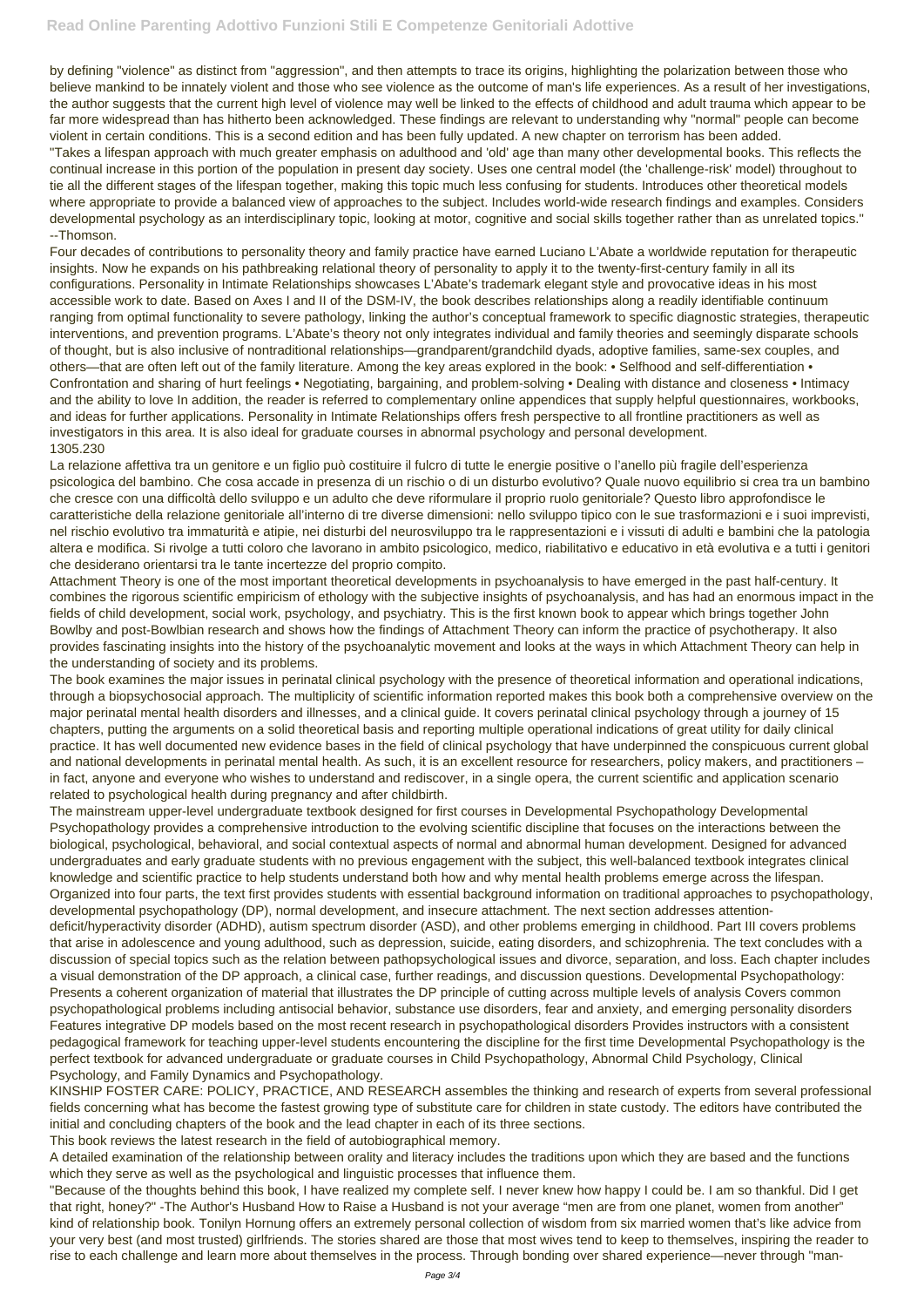by defining "violence" as distinct from "aggression", and then attempts to trace its origins, highlighting the polarization between those who believe mankind to be innately violent and those who see violence as the outcome of man's life experiences. As a result of her investigations, the author suggests that the current high level of violence may well be linked to the effects of childhood and adult trauma which appear to be far more widespread than has hitherto been acknowledged. These findings are relevant to understanding why "normal" people can become violent in certain conditions. This is a second edition and has been fully updated. A new chapter on terrorism has been added.

"Takes a lifespan approach with much greater emphasis on adulthood and 'old' age than many other developmental books. This reflects the continual increase in this portion of the population in present day society. Uses one central model (the 'challenge-risk' model) throughout to tie all the different stages of the lifespan together, making this topic much less confusing for students. Introduces other theoretical models where appropriate to provide a balanced view of approaches to the subject. Includes world-wide research findings and examples. Considers developmental psychology as an interdisciplinary topic, looking at motor, cognitive and social skills together rather than as unrelated topics." --Thomson.

Four decades of contributions to personality theory and family practice have earned Luciano L'Abate a worldwide reputation for therapeutic insights. Now he expands on his pathbreaking relational theory of personality to apply it to the twenty-first-century family in all its configurations. Personality in Intimate Relationships showcases L'Abate's trademark elegant style and provocative ideas in his most accessible work to date. Based on Axes I and II of the DSM-IV, the book describes relationships along a readily identifiable continuum ranging from optimal functionality to severe pathology, linking the author's conceptual framework to specific diagnostic strategies, therapeutic interventions, and prevention programs. L'Abate's theory not only integrates individual and family theories and seemingly disparate schools of thought, but is also inclusive of nontraditional relationships—grandparent/grandchild dyads, adoptive families, same-sex couples, and others—that are often left out of the family literature. Among the key areas explored in the book: • Selfhood and self-differentiation • Confrontation and sharing of hurt feelings • Negotiating, bargaining, and problem-solving • Dealing with distance and closeness • Intimacy and the ability to love In addition, the reader is referred to complementary online appendices that supply helpful questionnaires, workbooks, and ideas for further applications. Personality in Intimate Relationships offers fresh perspective to all frontline practitioners as well as investigators in this area. It is also ideal for graduate courses in abnormal psychology and personal development.

1305.230

La relazione affettiva tra un genitore e un figlio può costituire il fulcro di tutte le energie positive o l'anello più fragile dell'esperienza psicologica del bambino. Che cosa accade in presenza di un rischio o di un disturbo evolutivo? Quale nuovo equilibrio si crea tra un bambino che cresce con una difficoltà dello sviluppo e un adulto che deve riformulare il proprio ruolo genitoriale? Questo libro approfondisce le caratteristiche della relazione genitoriale all'interno di tre diverse dimensioni: nello sviluppo tipico con le sue trasformazioni e i suoi imprevisti, nel rischio evolutivo tra immaturità e atipie, nei disturbi del neurosviluppo tra le rappresentazioni e i vissuti di adulti e bambini che la patologia altera e modifica. Si rivolge a tutti coloro che lavorano in ambito psicologico, medico, riabilitativo e educativo in età evolutiva e a tutti i genitori che desiderano orientarsi tra le tante incertezze del proprio compito.

Attachment Theory is one of the most important theoretical developments in psychoanalysis to have emerged in the past half-century. It combines the rigorous scientific empiricism of ethology with the subjective insights of psychoanalysis, and has had an enormous impact in the fields of child development, social work, psychology, and psychiatry. This is the first known book to appear which brings together John Bowlby and post-Bowlbian research and shows how the findings of Attachment Theory can inform the practice of psychotherapy. It also provides fascinating insights into the history of the psychoanalytic movement and looks at the ways in which Attachment Theory can help in the understanding of society and its problems.

The book examines the major issues in perinatal clinical psychology with the presence of theoretical information and operational indications, through a biopsychosocial approach. The multiplicity of scientific information reported makes this book both a comprehensive overview on the major perinatal mental health disorders and illnesses, and a clinical guide. It covers perinatal clinical psychology through a journey of 15 chapters, putting the arguments on a solid theoretical basis and reporting multiple operational indications of great utility for daily clinical practice. It has well documented new evidence bases in the field of clinical psychology that have underpinned the conspicuous current global and national developments in perinatal mental health. As such, it is an excellent resource for researchers, policy makers, and practitioners – in fact, anyone and everyone who wishes to understand and rediscover, in a single opera, the current scientific and application scenario related to psychological health during pregnancy and after childbirth.

The mainstream upper-level undergraduate textbook designed for first courses in Developmental Psychopathology Developmental Psychopathology provides a comprehensive introduction to the evolving scientific discipline that focuses on the interactions between the biological, psychological, behavioral, and social contextual aspects of normal and abnormal human development. Designed for advanced undergraduates and early graduate students with no previous engagement with the subject, this well-balanced textbook integrates clinical knowledge and scientific practice to help students understand both how and why mental health problems emerge across the lifespan. Organized into four parts, the text first provides students with essential background information on traditional approaches to psychopathology, developmental psychopathology (DP), normal development, and insecure attachment. The next section addresses attention-deficit/hyperactivity disorder (ADHD), autism spectrum disorder (ASD), and other problems emerging in childhood. Part III covers problems that arise in adolescence and young adulthood, such as depression, suicide, eating disorders, and schizophrenia. The text concludes with a discussion of special topics such as the relation between pathopsychological issues and divorce, separation, and loss. Each chapter includes a visual demonstration of the DP approach, a clinical case, further readings, and discussion questions. Developmental Psychopathology: Presents a coherent organization of material that illustrates the DP principle of cutting across multiple levels of analysis Covers common psychopathological problems including antisocial behavior, substance use disorders, fear and anxiety, and emerging personality disorders Features integrative DP models based on the most recent research in psychopathological disorders Provides instructors with a consistent pedagogical framework for teaching upper-level students encountering the discipline for the first time Developmental Psychopathology is the perfect textbook for advanced undergraduate or graduate courses in Child Psychopathology, Abnormal Child Psychology, Clinical Psychology, and Family Dynamics and Psychopathology.

KINSHIP FOSTER CARE: POLICY, PRACTICE, AND RESEARCH assembles the thinking and research of experts from several professional fields concerning what has become the fastest growing type of substitute care for children in state custody. The editors have contributed the initial and concluding chapters of the book and the lead chapter in each of its three sections.

This book reviews the latest research in the field of autobiographical memory.

A detailed examination of the relationship between orality and literacy includes the traditions upon which they are based and the functions which they serve as well as the psychological and linguistic processes that influence them.

"Because of the thoughts behind this book, I have realized my complete self. I never knew how happy I could be. I am so thankful. Did I get that right, honey?" -The Author's Husband How to Raise a Husband is not your average "men are from one planet, women from another" kind of relationship book. Tonilyn Hornung offers an extremely personal collection of wisdom from six married women that's like advice from your very best (and most trusted) girlfriends. The stories shared are those that most wives tend to keep to themselves, inspiring the reader to rise to each challenge and learn more about themselves in the process. Through bonding over shared experience—never through "man-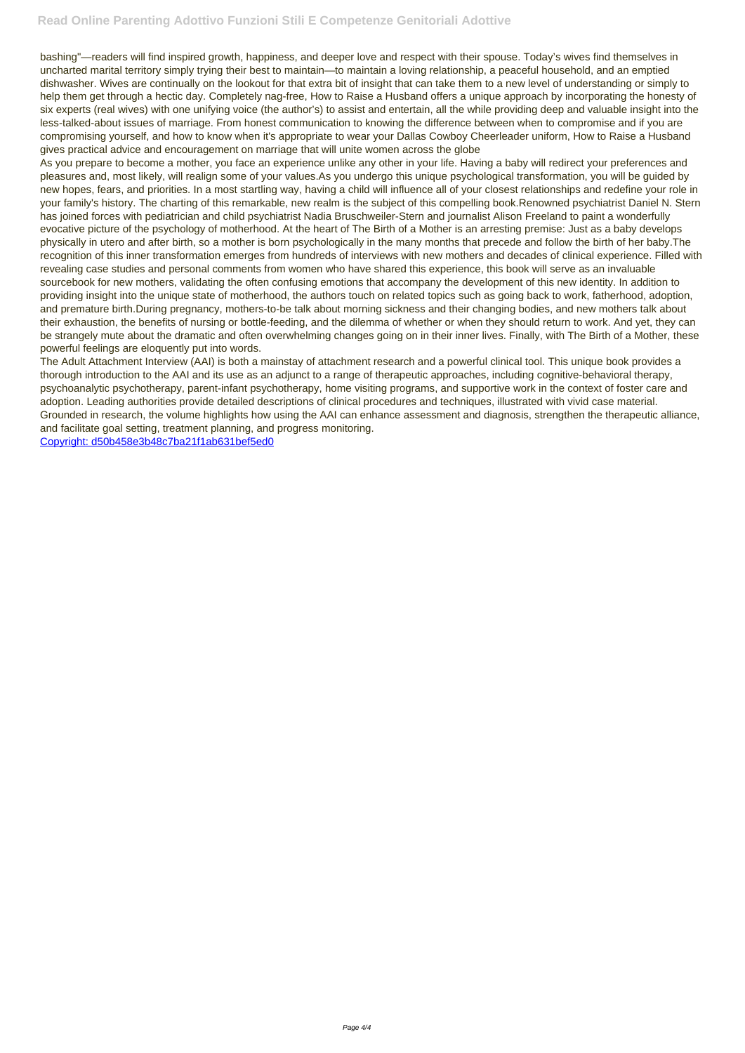bashing"—readers will find inspired growth, happiness, and deeper love and respect with their spouse. Today's wives find themselves in uncharted marital territory simply trying their best to maintain—to maintain a loving relationship, a peaceful household, and an emptied dishwasher. Wives are continually on the lookout for that extra bit of insight that can take them to a new level of understanding or simply to help them get through a hectic day. Completely nag-free, How to Raise a Husband offers a unique approach by incorporating the honesty of six experts (real wives) with one unifying voice (the author's) to assist and entertain, all the while providing deep and valuable insight into the less-talked-about issues of marriage. From honest communication to knowing the difference between when to compromise and if you are compromising yourself, and how to know when it's appropriate to wear your Dallas Cowboy Cheerleader uniform, How to Raise a Husband gives practical advice and encouragement on marriage that will unite women across the globe

As you prepare to become a mother, you face an experience unlike any other in your life. Having a baby will redirect your preferences and pleasures and, most likely, will realign some of your values.As you undergo this unique psychological transformation, you will be guided by new hopes, fears, and priorities. In a most startling way, having a child will influence all of your closest relationships and redefine your role in your family's history. The charting of this remarkable, new realm is the subject of this compelling book.Renowned psychiatrist Daniel N. Stern has joined forces with pediatrician and child psychiatrist Nadia Bruschweiler-Stern and journalist Alison Freeland to paint a wonderfully evocative picture of the psychology of motherhood. At the heart of The Birth of a Mother is an arresting premise: Just as a baby develops physically in utero and after birth, so a mother is born psychologically in the many months that precede and follow the birth of her baby.The recognition of this inner transformation emerges from hundreds of interviews with new mothers and decades of clinical experience. Filled with revealing case studies and personal comments from women who have shared this experience, this book will serve as an invaluable sourcebook for new mothers, validating the often confusing emotions that accompany the development of this new identity. In addition to providing insight into the unique state of motherhood, the authors touch on related topics such as going back to work, fatherhood, adoption, and premature birth.During pregnancy, mothers-to-be talk about morning sickness and their changing bodies, and new mothers talk about their exhaustion, the benefits of nursing or bottle-feeding, and the dilemma of whether or when they should return to work. And yet, they can be strangely mute about the dramatic and often overwhelming changes going on in their inner lives. Finally, with The Birth of a Mother, these powerful feelings are eloquently put into words.

The Adult Attachment Interview (AAI) is both a mainstay of attachment research and a powerful clinical tool. This unique book provides a thorough introduction to the AAI and its use as an adjunct to a range of therapeutic approaches, including cognitive-behavioral therapy, psychoanalytic psychotherapy, parent-infant psychotherapy, home visiting programs, and supportive work in the context of foster care and adoption. Leading authorities provide detailed descriptions of clinical procedures and techniques, illustrated with vivid case material. Grounded in research, the volume highlights how using the AAI can enhance assessment and diagnosis, strengthen the therapeutic alliance, and facilitate goal setting, treatment planning, and progress monitoring.

Copyright: d50b458e3b48c7ba21f1ab631bef5ed0